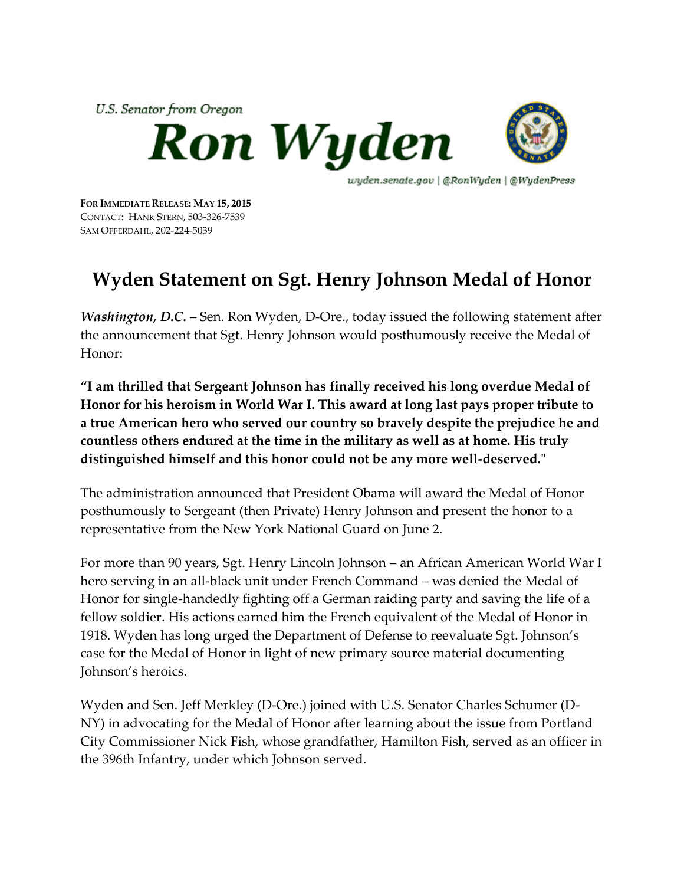U.S. Senator from Oregon

# Ron Wyden

wyden.senate.gov | @RonWyden | @WydenPress

**FOR IMMEDIATE RELEASE: MAY 15, 2015**
CONTACT: HANK STERN, 503-326-7539
SAM OFFERDAHL, 202-224-5039

## Wyden Statement on Sgt. Henry Johnson Medal of Honor

***Washington, D.C.*** – Sen. Ron Wyden, D-Ore., today issued the following statement after the announcement that Sgt. Henry Johnson would posthumously receive the Medal of Honor:

**"I am thrilled that Sergeant Johnson has finally received his long overdue Medal of Honor for his heroism in World War I. This award at long last pays proper tribute to a true American hero who served our country so bravely despite the prejudice he and countless others endured at the time in the military as well as at home. His truly distinguished himself and this honor could not be any more well-deserved."**

The administration announced that President Obama will award the Medal of Honor posthumously to Sergeant (then Private) Henry Johnson and present the honor to a representative from the New York National Guard on June 2.

For more than 90 years, Sgt. Henry Lincoln Johnson – an African American World War I hero serving in an all-black unit under French Command – was denied the Medal of Honor for single-handedly fighting off a German raiding party and saving the life of a fellow soldier. His actions earned him the French equivalent of the Medal of Honor in 1918. Wyden has long urged the Department of Defense to reevaluate Sgt. Johnson's case for the Medal of Honor in light of new primary source material documenting Johnson's heroics.

Wyden and Sen. Jeff Merkley (D-Ore.) joined with U.S. Senator Charles Schumer (D-NY) in advocating for the Medal of Honor after learning about the issue from Portland City Commissioner Nick Fish, whose grandfather, Hamilton Fish, served as an officer in the 396th Infantry, under which Johnson served.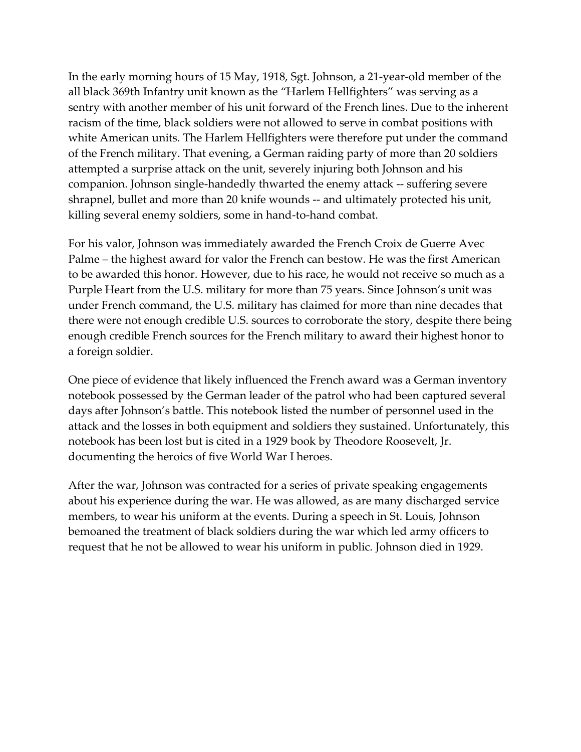In the early morning hours of 15 May, 1918, Sgt. Johnson, a 21-year-old member of the all black 369th Infantry unit known as the "Harlem Hellfighters" was serving as a sentry with another member of his unit forward of the French lines. Due to the inherent racism of the time, black soldiers were not allowed to serve in combat positions with white American units. The Harlem Hellfighters were therefore put under the command of the French military. That evening, a German raiding party of more than 20 soldiers attempted a surprise attack on the unit, severely injuring both Johnson and his companion. Johnson single-handedly thwarted the enemy attack -- suffering severe shrapnel, bullet and more than 20 knife wounds -- and ultimately protected his unit, killing several enemy soldiers, some in hand-to-hand combat.

For his valor, Johnson was immediately awarded the French Croix de Guerre Avec Palme – the highest award for valor the French can bestow. He was the first American to be awarded this honor. However, due to his race, he would not receive so much as a Purple Heart from the U.S. military for more than 75 years. Since Johnson's unit was under French command, the U.S. military has claimed for more than nine decades that there were not enough credible U.S. sources to corroborate the story, despite there being enough credible French sources for the French military to award their highest honor to a foreign soldier.

One piece of evidence that likely influenced the French award was a German inventory notebook possessed by the German leader of the patrol who had been captured several days after Johnson's battle. This notebook listed the number of personnel used in the attack and the losses in both equipment and soldiers they sustained. Unfortunately, this notebook has been lost but is cited in a 1929 book by Theodore Roosevelt, Jr. documenting the heroics of five World War I heroes.

After the war, Johnson was contracted for a series of private speaking engagements about his experience during the war. He was allowed, as are many discharged service members, to wear his uniform at the events. During a speech in St. Louis, Johnson bemoaned the treatment of black soldiers during the war which led army officers to request that he not be allowed to wear his uniform in public. Johnson died in 1929.